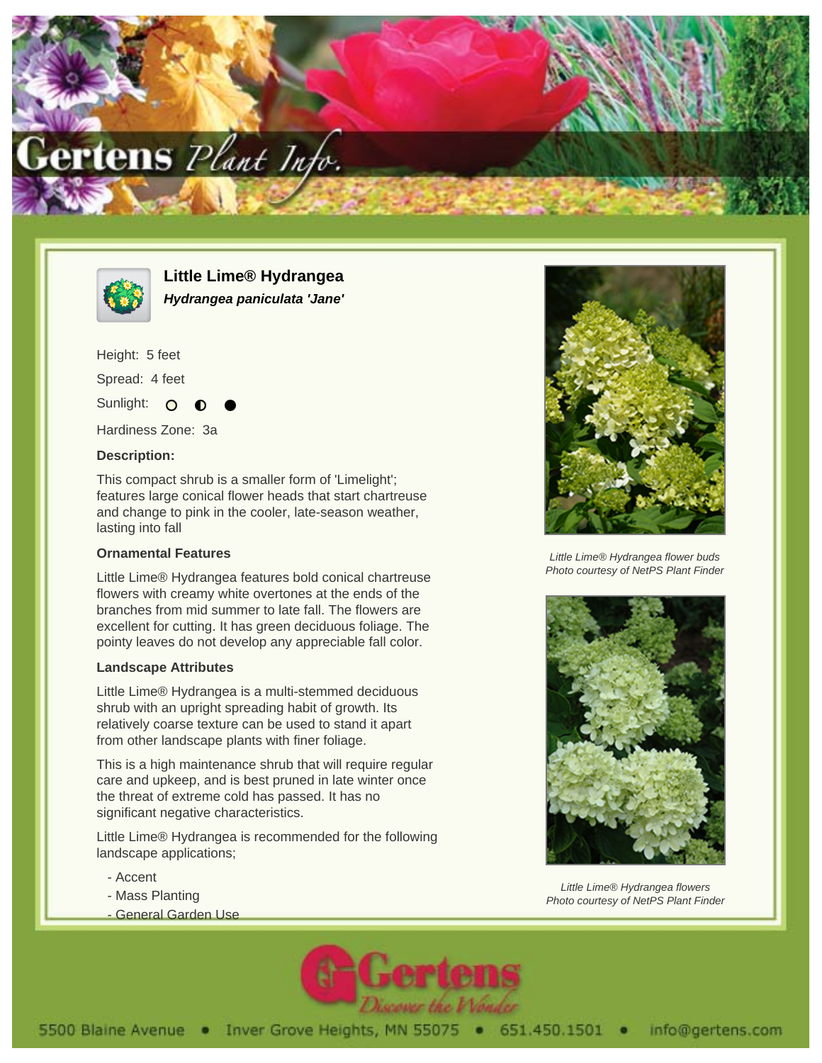# Little Lime® Hydrangea

***Hydrangea paniculata 'Jane'***

Height: 5 feet

Spread: 4 feet

Sunlight: ○ ◐ ●

Hardiness Zone: 3a

### Description:

This compact shrub is a smaller form of 'Limelight'; features large conical flower heads that start chartreuse and change to pink in the cooler, late-season weather, lasting into fall

### Ornamental Features

Little Lime® Hydrangea features bold conical chartreuse flowers with creamy white overtones at the ends of the branches from mid summer to late fall. The flowers are excellent for cutting. It has green deciduous foliage. The pointy leaves do not develop any appreciable fall color.

### Landscape Attributes

Little Lime® Hydrangea is a multi-stemmed deciduous shrub with an upright spreading habit of growth. Its relatively coarse texture can be used to stand it apart from other landscape plants with finer foliage.

This is a high maintenance shrub that will require regular care and upkeep, and is best pruned in late winter once the threat of extreme cold has passed. It has no significant negative characteristics.

Little Lime® Hydrangea is recommended for the following landscape applications;

- Accent
- Mass Planting
- General Garden Use

*Little Lime® Hydrangea flower buds*
*Photo courtesy of NetPS Plant Finder*

*Little Lime® Hydrangea flowers*
*Photo courtesy of NetPS Plant Finder*

5500 Blaine Avenue • Inver Grove Heights, MN 55075 • 651.450.1501 • info@gertens.com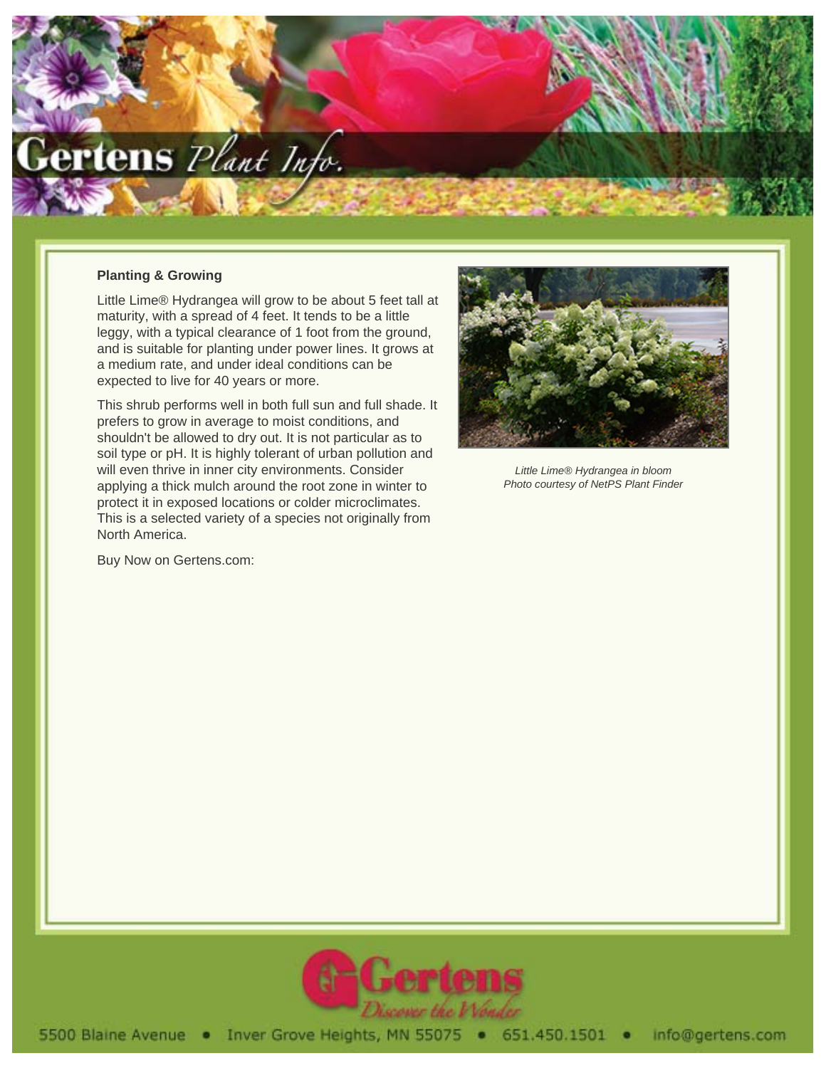### Planting & Growing

Little Lime® Hydrangea will grow to be about 5 feet tall at maturity, with a spread of 4 feet. It tends to be a little leggy, with a typical clearance of 1 foot from the ground, and is suitable for planting under power lines. It grows at a medium rate, and under ideal conditions can be expected to live for 40 years or more.

This shrub performs well in both full sun and full shade. It prefers to grow in average to moist conditions, and shouldn't be allowed to dry out. It is not particular as to soil type or pH. It is highly tolerant of urban pollution and will even thrive in inner city environments. Consider applying a thick mulch around the root zone in winter to protect it in exposed locations or colder microclimates. This is a selected variety of a species not originally from North America.

Buy Now on Gertens.com:

*Little Lime® Hydrangea in bloom*
*Photo courtesy of NetPS Plant Finder*